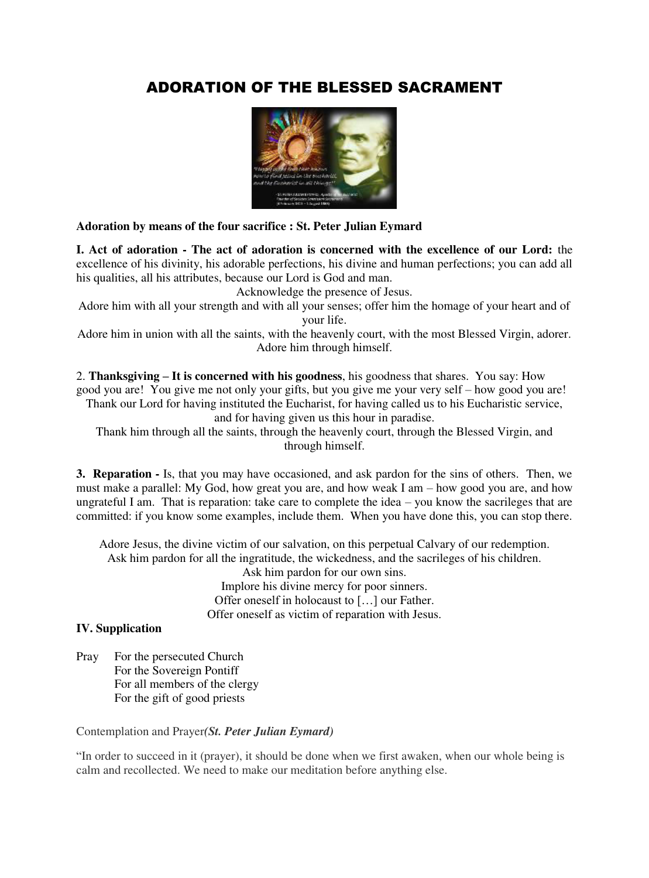# ADORATION OF THE BLESSED SACRAMENT

**Adoration by means of the four sacrifice : St. Peter Julian Eymard**

**I. Act of adoration - The act of adoration is concerned with the excellence of our Lord:** the excellence of his divinity, his adorable perfections, his divine and human perfections; you can add all his qualities, all his attributes, because our Lord is God and man.

Acknowledge the presence of Jesus.

Adore him with all your strength and with all your senses; offer him the homage of your heart and of your life.

Adore him in union with all the saints, with the heavenly court, with the most Blessed Virgin, adorer. Adore him through himself.

2. **Thanksgiving – It is concerned with his goodness**, his goodness that shares. You say: How good you are! You give me not only your gifts, but you give me your very self – how good you are!

Thank our Lord for having instituted the Eucharist, for having called us to his Eucharistic service, and for having given us this hour in paradise.

Thank him through all the saints, through the heavenly court, through the Blessed Virgin, and through himself.

**3. Reparation -** Is, that you may have occasioned, and ask pardon for the sins of others. Then, we must make a parallel: My God, how great you are, and how weak I am – how good you are, and how ungrateful I am. That is reparation: take care to complete the idea – you know the sacrileges that are committed: if you know some examples, include them. When you have done this, you can stop there.

Adore Jesus, the divine victim of our salvation, on this perpetual Calvary of our redemption.

Ask him pardon for all the ingratitude, the wickedness, and the sacrileges of his children.

Ask him pardon for our own sins.

Implore his divine mercy for poor sinners.

Offer oneself in holocaust to […] our Father.

Offer oneself as victim of reparation with Jesus.

**IV. Supplication**

Pray
- For the persecuted Church
- For the Sovereign Pontiff
- For all members of the clergy
- For the gift of good priests

Contemplation and Prayer***(St. Peter Julian Eymard)***

“In order to succeed in it (prayer), it should be done when we first awaken, when our whole being is calm and recollected. We need to make our meditation before anything else.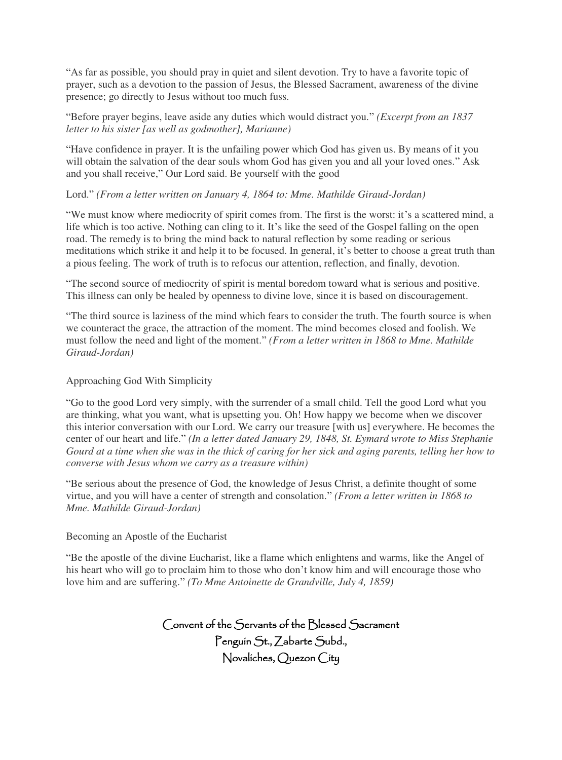"As far as possible, you should pray in quiet and silent devotion. Try to have a favorite topic of prayer, such as a devotion to the passion of Jesus, the Blessed Sacrament, awareness of the divine presence; go directly to Jesus without too much fuss.

"Before prayer begins, leave aside any duties which would distract you." *(Excerpt from an 1837 letter to his sister [as well as godmother], Marianne)*

"Have confidence in prayer. It is the unfailing power which God has given us. By means of it you will obtain the salvation of the dear souls whom God has given you and all your loved ones." Ask and you shall receive," Our Lord said. Be yourself with the good

Lord." *(From a letter written on January 4, 1864 to: Mme. Mathilde Giraud-Jordan)*

"We must know where mediocrity of spirit comes from. The first is the worst: it's a scattered mind, a life which is too active. Nothing can cling to it. It's like the seed of the Gospel falling on the open road. The remedy is to bring the mind back to natural reflection by some reading or serious meditations which strike it and help it to be focused. In general, it's better to choose a great truth than a pious feeling. The work of truth is to refocus our attention, reflection, and finally, devotion.

"The second source of mediocrity of spirit is mental boredom toward what is serious and positive. This illness can only be healed by openness to divine love, since it is based on discouragement.

"The third source is laziness of the mind which fears to consider the truth. The fourth source is when we counteract the grace, the attraction of the moment. The mind becomes closed and foolish. We must follow the need and light of the moment." *(From a letter written in 1868 to Mme. Mathilde Giraud-Jordan)*

## Approaching God With Simplicity

"Go to the good Lord very simply, with the surrender of a small child. Tell the good Lord what you are thinking, what you want, what is upsetting you. Oh! How happy we become when we discover this interior conversation with our Lord. We carry our treasure [with us] everywhere. He becomes the center of our heart and life." *(In a letter dated January 29, 1848, St. Eymard wrote to Miss Stephanie Gourd at a time when she was in the thick of caring for her sick and aging parents, telling her how to converse with Jesus whom we carry as a treasure within)*

"Be serious about the presence of God, the knowledge of Jesus Christ, a definite thought of some virtue, and you will have a center of strength and consolation." *(From a letter written in 1868 to Mme. Mathilde Giraud-Jordan)*

## Becoming an Apostle of the Eucharist

"Be the apostle of the divine Eucharist, like a flame which enlightens and warms, like the Angel of his heart who will go to proclaim him to those who don't know him and will encourage those who love him and are suffering." *(To Mme Antoinette de Grandville, July 4, 1859)*

Convent of the Servants of the Blessed Sacrament
Penguin St., Zabarte Subd.,
Novaliches, Quezon City